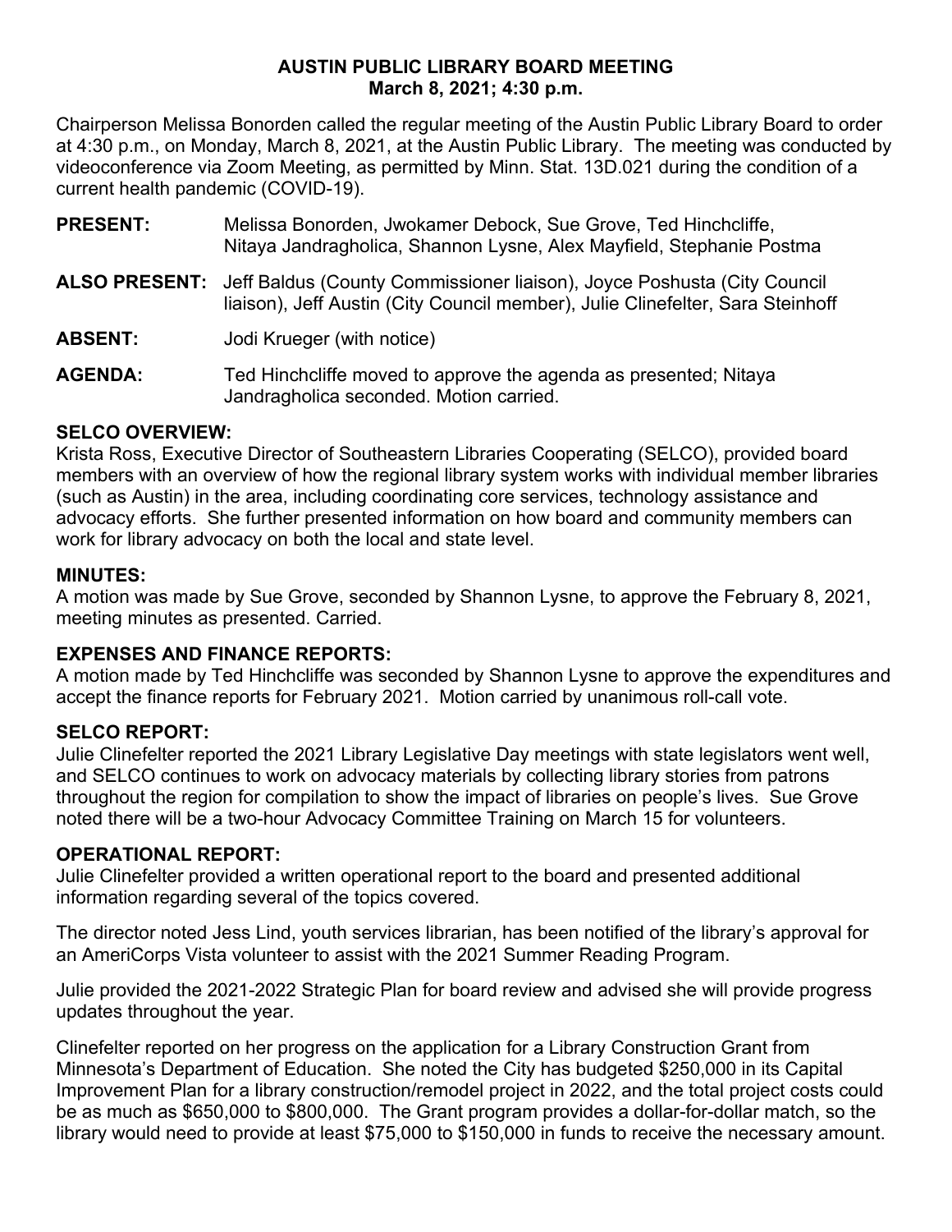# AUSTIN PUBLIC LIBRARY BOARD MEETING
## March 8, 2021; 4:30 p.m.

Chairperson Melissa Bonorden called the regular meeting of the Austin Public Library Board to order at 4:30 p.m., on Monday, March 8, 2021, at the Austin Public Library. The meeting was conducted by videoconference via Zoom Meeting, as permitted by Minn. Stat. 13D.021 during the condition of a current health pandemic (COVID-19).

**PRESENT:** Melissa Bonorden, Jwokamer Debock, Sue Grove, Ted Hinchcliffe, Nitaya Jandragholica, Shannon Lysne, Alex Mayfield, Stephanie Postma

**ALSO PRESENT:** Jeff Baldus (County Commissioner liaison), Joyce Poshusta (City Council liaison), Jeff Austin (City Council member), Julie Clinefelter, Sara Steinhoff

**ABSENT:** Jodi Krueger (with notice)

**AGENDA:** Ted Hinchcliffe moved to approve the agenda as presented; Nitaya Jandragholica seconded. Motion carried.

**SELCO OVERVIEW:**

Krista Ross, Executive Director of Southeastern Libraries Cooperating (SELCO), provided board members with an overview of how the regional library system works with individual member libraries (such as Austin) in the area, including coordinating core services, technology assistance and advocacy efforts. She further presented information on how board and community members can work for library advocacy on both the local and state level.

**MINUTES:**

A motion was made by Sue Grove, seconded by Shannon Lysne, to approve the February 8, 2021, meeting minutes as presented. Carried.

**EXPENSES AND FINANCE REPORTS:**

A motion made by Ted Hinchcliffe was seconded by Shannon Lysne to approve the expenditures and accept the finance reports for February 2021. Motion carried by unanimous roll-call vote.

**SELCO REPORT:**

Julie Clinefelter reported the 2021 Library Legislative Day meetings with state legislators went well, and SELCO continues to work on advocacy materials by collecting library stories from patrons throughout the region for compilation to show the impact of libraries on people's lives. Sue Grove noted there will be a two-hour Advocacy Committee Training on March 15 for volunteers.

**OPERATIONAL REPORT:**

Julie Clinefelter provided a written operational report to the board and presented additional information regarding several of the topics covered.

The director noted Jess Lind, youth services librarian, has been notified of the library's approval for an AmeriCorps Vista volunteer to assist with the 2021 Summer Reading Program.

Julie provided the 2021-2022 Strategic Plan for board review and advised she will provide progress updates throughout the year.

Clinefelter reported on her progress on the application for a Library Construction Grant from Minnesota's Department of Education. She noted the City has budgeted \$250,000 in its Capital Improvement Plan for a library construction/remodel project in 2022, and the total project costs could be as much as \$650,000 to \$800,000. The Grant program provides a dollar-for-dollar match, so the library would need to provide at least \$75,000 to \$150,000 in funds to receive the necessary amount.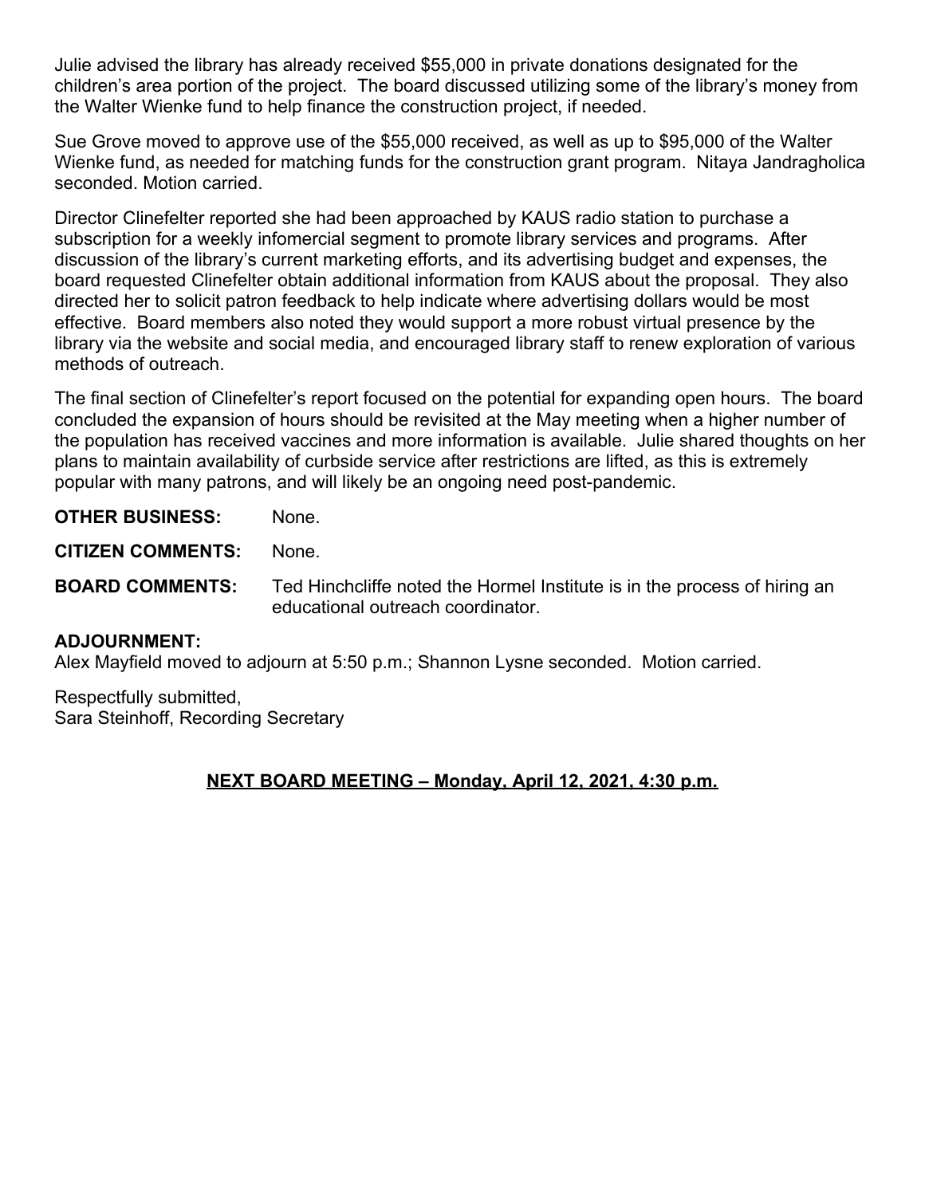Julie advised the library has already received $55,000 in private donations designated for the children's area portion of the project. The board discussed utilizing some of the library's money from the Walter Wienke fund to help finance the construction project, if needed.

Sue Grove moved to approve use of the $55,000 received, as well as up to $95,000 of the Walter Wienke fund, as needed for matching funds for the construction grant program. Nitaya Jandragholica seconded. Motion carried.

Director Clinefelter reported she had been approached by KAUS radio station to purchase a subscription for a weekly infomercial segment to promote library services and programs. After discussion of the library's current marketing efforts, and its advertising budget and expenses, the board requested Clinefelter obtain additional information from KAUS about the proposal. They also directed her to solicit patron feedback to help indicate where advertising dollars would be most effective. Board members also noted they would support a more robust virtual presence by the library via the website and social media, and encouraged library staff to renew exploration of various methods of outreach.

The final section of Clinefelter's report focused on the potential for expanding open hours. The board concluded the expansion of hours should be revisited at the May meeting when a higher number of the population has received vaccines and more information is available. Julie shared thoughts on her plans to maintain availability of curbside service after restrictions are lifted, as this is extremely popular with many patrons, and will likely be an ongoing need post-pandemic.

**OTHER BUSINESS:** None.

**CITIZEN COMMENTS:** None.

**BOARD COMMENTS:** Ted Hinchcliffe noted the Hormel Institute is in the process of hiring an educational outreach coordinator.

**ADJOURNMENT:**
Alex Mayfield moved to adjourn at 5:50 p.m.; Shannon Lysne seconded. Motion carried.

Respectfully submitted,
Sara Steinhoff, Recording Secretary

**NEXT BOARD MEETING – Monday, April 12, 2021, 4:30 p.m.**